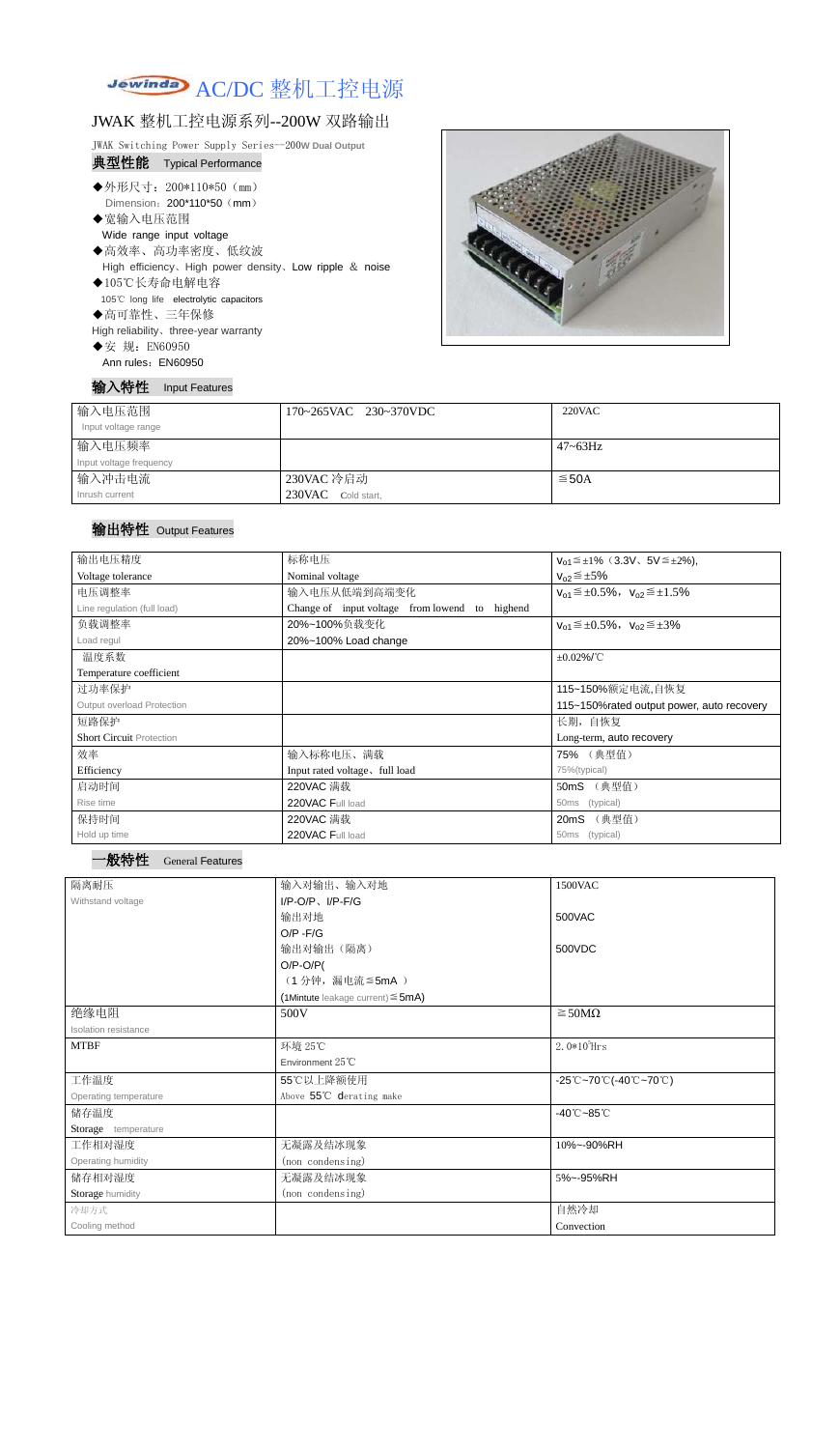# Jewinda AC/DC 整机工控电源

## JWAK 整机工控电源系列--200W 双路输出

JWAK Switching Power Supply Series--200W Dual Output

### 典型性能 Typical Performance

- ◆外形尺寸：200*110*50（mm）
  Dimension：200*110*50（mm）
- ◆宽输入电压范围
  Wide range input voltage
- ◆高效率、高功率密度、低纹波
  High efficiency、High power density、Low ripple & noise
- ◆105℃长寿命电解电容
  105℃ long life electrolytic capacitors
- ◆高可靠性、三年保修
  High reliability、three-year warranty
- ◆安 规：EN60950
  Ann rules：EN60950

### 输入特性 Input Features

| 输入电压范围 Input voltage range | 170~265VAC 230~370VDC | 220VAC |
|---|---|---|
| 输入电压频率 Input voltage frequency | | 47~63Hz |
| 输入冲击电流 Inrush current | 230VAC 冷启动 230VAC Cold start, | ≦50A |

### 输出特性 Output Features

| 输出电压精度 Voltage tolerance | 标称电压 Nominal voltage | $V_{o1}$≦±1%（3.3V、5V≦±2%), $V_{o2}$≦±5% |
|---|---|---|
| 电压调整率 Line regulation (full load) | 输入电压从低端到高端变化 Change of input voltage from lowend to highend | $V_{o1}$≦±0.5%，$V_{o2}$≦±1.5% |
| 负载调整率 Load regul | 20%~100%负载变化 20%~100% Load change | $V_{o1}$≦±0.5%，$V_{o2}$≦±3% |
| 温度系数 Temperature coefficient | | ±0.02%/℃ |
| 过功率保护 Output overload Protection | | 115~150%额定电流,自恢复 115~150%rated output power, auto recovery |
| 短路保护 Short Circuit Protection | | 长期，自恢复 Long-term, auto recovery |
| 效率 Efficiency | 输入标称电压、满载 Input rated voltage、full load | 75% （典型值） 75%(typical) |
| 启动时间 Rise time | 220VAC 满载 220VAC Full load | 50mS （典型值） 50ms (typical) |
| 保持时间 Hold up time | 220VAC 满载 220VAC Full load | 20mS （典型值） 50ms (typical) |

### 一般特性 General Features

| 隔离耐压 Withstand voltage | 输入对输出、输入对地 I/P-O/P、I/P-F/G | 1500VAC |
|---|---|---|
| | 输出对地 O/P -F/G | 500VAC |
| | 输出对输出（隔离） O/P-O/P( （1 分钟，漏电流≦5mA ） (1Mintute leakage current)≦5mA) | 500VDC |
| 绝缘电阻 Isolation resistance | 500V | ≧50MΩ |
| MTBF | 环境 25℃ Environment 25℃ | $2.0*10^5$Hrs |
| 工作温度 Operating temperature | 55℃以上降额使用 Above 55℃ derating make | -25℃~70℃(-40℃~70℃) |
| 储存温度 Storage temperature | | -40℃~85℃ |
| 工作相对湿度 Operating humidity | 无凝露及结冰现象 (non condensing) | 10%~-90%RH |
| 储存相对湿度 Storage humidity | 无凝露及结冰现象 (non condensing) | 5%~-95%RH |
| 冷却方式 Cooling method | | 自然冷却 Convection |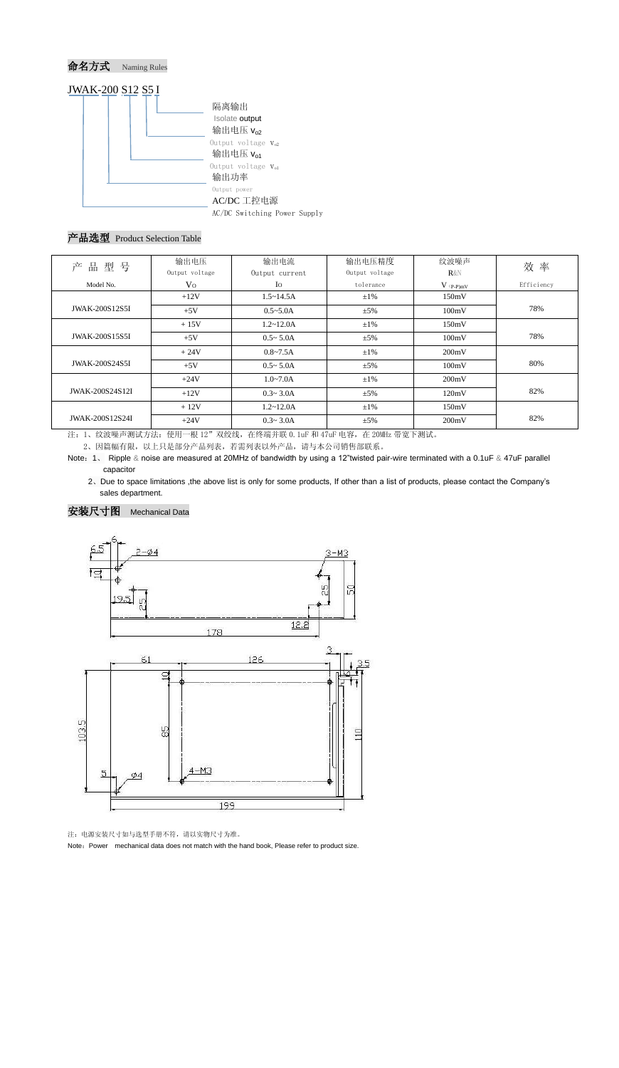## 命名方式 Naming Rules

JWAK-200 S12 S5 I

- 隔离输出 Isolate output
- 输出电压 $V_{o2}$ Output voltage $V_{o2}$
- 输出电压 $V_{o1}$ Output voltage $V_{o1}$
- 输出功率 Output power
- AC/DC 工控电源 AC/DC Switching Power Supply

## 产品选型 Product Selection Table

| 产 品 型 号 Model No. | 输出电压 Output voltage Vo | 输出电流 Output current Io | 输出电压精度 Output voltage tolerance | 纹波噪声 R&N V (P-P)mV | 效 率 Efficiency |
|---|---|---|---|---|---|
| JWAK-200S12S5I | +12V | 1.5~14.5A | ±1% | 150mV | 78% |
| | +5V | 0.5~5.0A | ±5% | 100mV | |
| JWAK-200S15S5I | + 15V | 1.2~12.0A | ±1% | 150mV | 78% |
| | +5V | 0.5~ 5.0A | ±5% | 100mV | |
| JWAK-200S24S5I | + 24V | 0.8~7.5A | ±1% | 200mV | 80% |
| | +5V | 0.5~ 5.0A | ±5% | 100mV | |
| JWAK-200S24S12I | +24V | 1.0~7.0A | ±1% | 200mV | 82% |
| | +12V | 0.3~ 3.0A | ±5% | 120mV | |
| JWAK-200S12S24I | + 12V | 1.2~12.0A | ±1% | 150mV | 82% |
| | +24V | 0.3~ 3.0A | ±5% | 200mV | |

注：1、纹波噪声测试方法：使用一根 12"双绞线，在终端并联 0.1uF 和 47uF 电容，在 20MHz 带宽下测试。

2、因篇幅有限，以上只是部分产品列表，若需列表以外产品，请与本公司销售部联系。

Note：1、 Ripple & noise are measured at 20MHz of bandwidth by using a 12"twisted pair-wire terminated with a 0.1uF & 47uF parallel capacitor

2、Due to space limitations ,the above list is only for some products, If other than a list of products, please contact the Company's sales department.

## 安装尺寸图 Mechanical Data

6.5 6 2-Ø4 3-M3 10 19.5 25 25 50 12.8 178

61 126 3 3.5 10 103.5 85 110 5 Ø4 4-M3 199

注：电源安装尺寸如与选型手册不符，请以实物尺寸为准。

Note：Power mechanical data does not match with the hand book, Please refer to product size.